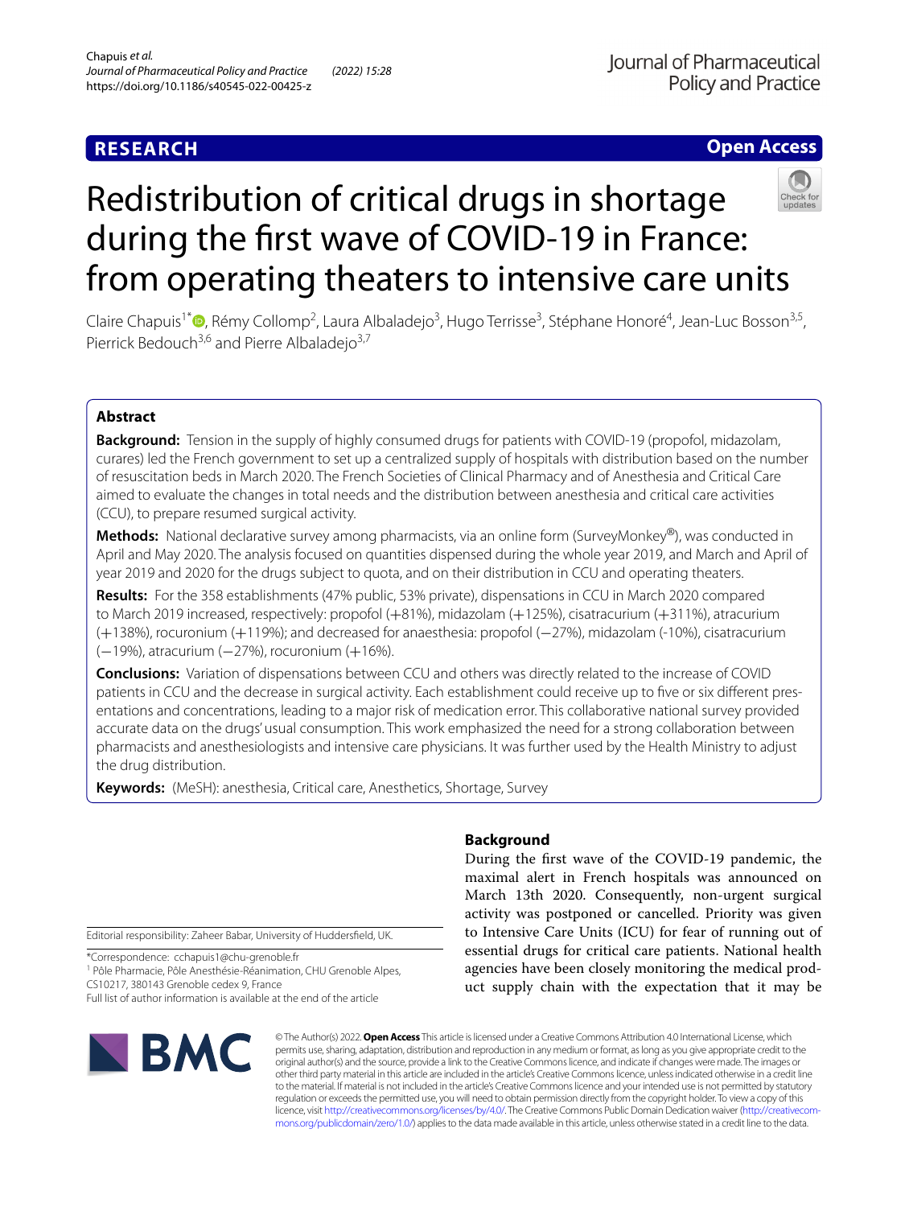RESEARCH

Open Access

# Redistribution of critical drugs in shortage during the first wave of COVID-19 in France: from operating theaters to intensive care units

Claire Chapuis[1*], Rémy Collomp[2], Laura Albaladejo[3], Hugo Terrisse[3], Stéphane Honoré[4], Jean-Luc Bosson[3,5], Pierrick Bedouch[3,6] and Pierre Albaladejo[3,7]

## Abstract

**Background:** Tension in the supply of highly consumed drugs for patients with COVID-19 (propofol, midazolam, curares) led the French government to set up a centralized supply of hospitals with distribution based on the number of resuscitation beds in March 2020. The French Societies of Clinical Pharmacy and of Anesthesia and Critical Care aimed to evaluate the changes in total needs and the distribution between anesthesia and critical care activities (CCU), to prepare resumed surgical activity.

**Methods:** National declarative survey among pharmacists, via an online form (SurveyMonkey®), was conducted in April and May 2020. The analysis focused on quantities dispensed during the whole year 2019, and March and April of year 2019 and 2020 for the drugs subject to quota, and on their distribution in CCU and operating theaters.

**Results:** For the 358 establishments (47% public, 53% private), dispensations in CCU in March 2020 compared to March 2019 increased, respectively: propofol (+81%), midazolam (+125%), cisatracurium (+311%), atracurium (+138%), rocuronium (+119%); and decreased for anaesthesia: propofol (−27%), midazolam (-10%), cisatracurium (−19%), atracurium (−27%), rocuronium (+16%).

**Conclusions:** Variation of dispensations between CCU and others was directly related to the increase of COVID patients in CCU and the decrease in surgical activity. Each establishment could receive up to five or six different presentations and concentrations, leading to a major risk of medication error. This collaborative national survey provided accurate data on the drugs' usual consumption. This work emphasized the need for a strong collaboration between pharmacists and anesthesiologists and intensive care physicians. It was further used by the Health Ministry to adjust the drug distribution.

**Keywords:** (MeSH): anesthesia, Critical care, Anesthetics, Shortage, Survey

Editorial responsibility: Zaheer Babar, University of Huddersfield, UK.

*Correspondence: cchapuis1@chu-grenoble.fr

[1] Pôle Pharmacie, Pôle Anesthésie-Réanimation, CHU Grenoble Alpes, CS10217, 380143 Grenoble cedex 9, France

Full list of author information is available at the end of the article

## Background

During the first wave of the COVID-19 pandemic, the maximal alert in French hospitals was announced on March 13th 2020. Consequently, non-urgent surgical activity was postponed or cancelled. Priority was given to Intensive Care Units (ICU) for fear of running out of essential drugs for critical care patients. National health agencies have been closely monitoring the medical product supply chain with the expectation that it may be

© The Author(s) 2022. **Open Access** This article is licensed under a Creative Commons Attribution 4.0 International License, which permits use, sharing, adaptation, distribution and reproduction in any medium or format, as long as you give appropriate credit to the original author(s) and the source, provide a link to the Creative Commons licence, and indicate if changes were made. The images or other third party material in this article are included in the article's Creative Commons licence, unless indicated otherwise in a credit line to the material. If material is not included in the article's Creative Commons licence and your intended use is not permitted by statutory regulation or exceeds the permitted use, you will need to obtain permission directly from the copyright holder. To view a copy of this licence, visit http://creativecommons.org/licenses/by/4.0/. The Creative Commons Public Domain Dedication waiver (http://creativecommons.org/publicdomain/zero/1.0/) applies to the data made available in this article, unless otherwise stated in a credit line to the data.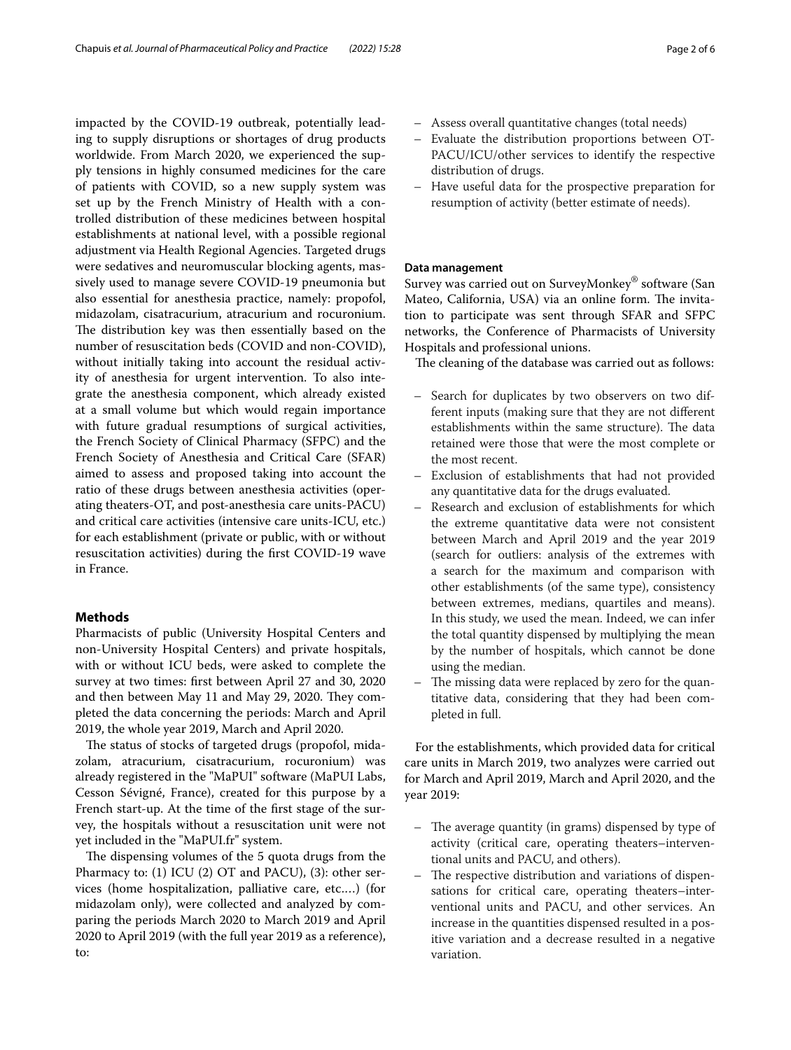impacted by the COVID-19 outbreak, potentially leading to supply disruptions or shortages of drug products worldwide. From March 2020, we experienced the supply tensions in highly consumed medicines for the care of patients with COVID, so a new supply system was set up by the French Ministry of Health with a controlled distribution of these medicines between hospital establishments at national level, with a possible regional adjustment via Health Regional Agencies. Targeted drugs were sedatives and neuromuscular blocking agents, massively used to manage severe COVID-19 pneumonia but also essential for anesthesia practice, namely: propofol, midazolam, cisatracurium, atracurium and rocuronium. The distribution key was then essentially based on the number of resuscitation beds (COVID and non-COVID), without initially taking into account the residual activity of anesthesia for urgent intervention. To also integrate the anesthesia component, which already existed at a small volume but which would regain importance with future gradual resumptions of surgical activities, the French Society of Clinical Pharmacy (SFPC) and the French Society of Anesthesia and Critical Care (SFAR) aimed to assess and proposed taking into account the ratio of these drugs between anesthesia activities (operating theaters-OT, and post-anesthesia care units-PACU) and critical care activities (intensive care units-ICU, etc.) for each establishment (private or public, with or without resuscitation activities) during the first COVID-19 wave in France.

## Methods

Pharmacists of public (University Hospital Centers and non-University Hospital Centers) and private hospitals, with or without ICU beds, were asked to complete the survey at two times: first between April 27 and 30, 2020 and then between May 11 and May 29, 2020. They completed the data concerning the periods: March and April 2019, the whole year 2019, March and April 2020.

The status of stocks of targeted drugs (propofol, midazolam, atracurium, cisatracurium, rocuronium) was already registered in the "MaPUI" software (MaPUI Labs, Cesson Sévigné, France), created for this purpose by a French start-up. At the time of the first stage of the survey, the hospitals without a resuscitation unit were not yet included in the "MaPUI.fr" system.

The dispensing volumes of the 5 quota drugs from the Pharmacy to: (1) ICU (2) OT and PACU), (3): other services (home hospitalization, palliative care, etc.…) (for midazolam only), were collected and analyzed by comparing the periods March 2020 to March 2019 and April 2020 to April 2019 (with the full year 2019 as a reference), to:

- Assess overall quantitative changes (total needs)
- Evaluate the distribution proportions between OT-PACU/ICU/other services to identify the respective distribution of drugs.
- Have useful data for the prospective preparation for resumption of activity (better estimate of needs).

### Data management

Survey was carried out on SurveyMonkey® software (San Mateo, California, USA) via an online form. The invitation to participate was sent through SFAR and SFPC networks, the Conference of Pharmacists of University Hospitals and professional unions.

The cleaning of the database was carried out as follows:

- Search for duplicates by two observers on two different inputs (making sure that they are not different establishments within the same structure). The data retained were those that were the most complete or the most recent.
- Exclusion of establishments that had not provided any quantitative data for the drugs evaluated.
- Research and exclusion of establishments for which the extreme quantitative data were not consistent between March and April 2019 and the year 2019 (search for outliers: analysis of the extremes with a search for the maximum and comparison with other establishments (of the same type), consistency between extremes, medians, quartiles and means). In this study, we used the mean. Indeed, we can infer the total quantity dispensed by multiplying the mean by the number of hospitals, which cannot be done using the median.
- The missing data were replaced by zero for the quantitative data, considering that they had been completed in full.

For the establishments, which provided data for critical care units in March 2019, two analyzes were carried out for March and April 2019, March and April 2020, and the year 2019:

- The average quantity (in grams) dispensed by type of activity (critical care, operating theaters–interventional units and PACU, and others).
- The respective distribution and variations of dispensations for critical care, operating theaters–interventional units and PACU, and other services. An increase in the quantities dispensed resulted in a positive variation and a decrease resulted in a negative variation.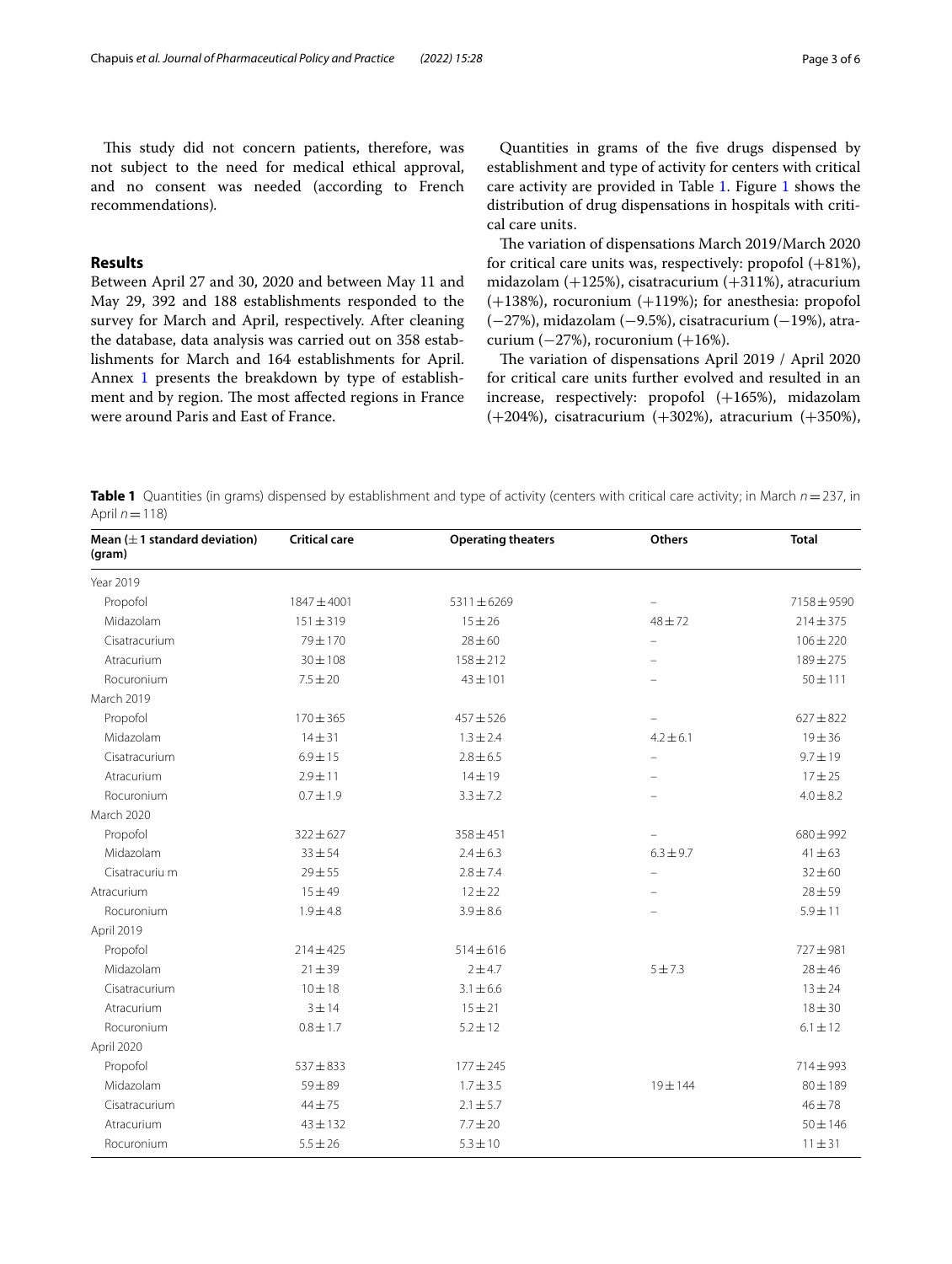This study did not concern patients, therefore, was not subject to the need for medical ethical approval, and no consent was needed (according to French recommendations).

## Results

Between April 27 and 30, 2020 and between May 11 and May 29, 392 and 188 establishments responded to the survey for March and April, respectively. After cleaning the database, data analysis was carried out on 358 establishments for March and 164 establishments for April. Annex 1 presents the breakdown by type of establishment and by region. The most affected regions in France were around Paris and East of France.

Quantities in grams of the five drugs dispensed by establishment and type of activity for centers with critical care activity are provided in Table 1. Figure 1 shows the distribution of drug dispensations in hospitals with critical care units.

The variation of dispensations March 2019/March 2020 for critical care units was, respectively: propofol (+81%), midazolam (+125%), cisatracurium (+311%), atracurium (+138%), rocuronium (+119%); for anesthesia: propofol (−27%), midazolam (−9.5%), cisatracurium (−19%), atracurium (−27%), rocuronium (+16%).

The variation of dispensations April 2019 / April 2020 for critical care units further evolved and resulted in an increase, respectively: propofol (+165%), midazolam (+204%), cisatracurium (+302%), atracurium (+350%),

**Table 1** Quantities (in grams) dispensed by establishment and type of activity (centers with critical care activity; in March $n = 237$, in April $n = 118$)

| Mean (± 1 standard deviation) (gram) | Critical care | Operating theaters | Others | Total |
|---|---|---|---|---|
| Year 2019 | | | | |
| Propofol | 1847 ± 4001 | 5311 ± 6269 | – | 7158 ± 9590 |
| Midazolam | 151 ± 319 | 15 ± 26 | 48 ± 72 | 214 ± 375 |
| Cisatracurium | 79 ± 170 | 28 ± 60 | – | 106 ± 220 |
| Atracurium | 30 ± 108 | 158 ± 212 | – | 189 ± 275 |
| Rocuronium | 7.5 ± 20 | 43 ± 101 | – | 50 ± 111 |
| March 2019 | | | | |
| Propofol | 170 ± 365 | 457 ± 526 | – | 627 ± 822 |
| Midazolam | 14 ± 31 | 1.3 ± 2.4 | 4.2 ± 6.1 | 19 ± 36 |
| Cisatracurium | 6.9 ± 15 | 2.8 ± 6.5 | – | 9.7 ± 19 |
| Atracurium | 2.9 ± 11 | 14 ± 19 | – | 17 ± 25 |
| Rocuronium | 0.7 ± 1.9 | 3.3 ± 7.2 | – | 4.0 ± 8.2 |
| March 2020 | | | | |
| Propofol | 322 ± 627 | 358 ± 451 | – | 680 ± 992 |
| Midazolam | 33 ± 54 | 2.4 ± 6.3 | 6.3 ± 9.7 | 41 ± 63 |
| Cisatracuriu m | 29 ± 55 | 2.8 ± 7.4 | – | 32 ± 60 |
| Atracurium | 15 ± 49 | 12 ± 22 | – | 28 ± 59 |
| Rocuronium | 1.9 ± 4.8 | 3.9 ± 8.6 | – | 5.9 ± 11 |
| April 2019 | | | | |
| Propofol | 214 ± 425 | 514 ± 616 | | 727 ± 981 |
| Midazolam | 21 ± 39 | 2 ± 4.7 | 5 ± 7.3 | 28 ± 46 |
| Cisatracurium | 10 ± 18 | 3.1 ± 6.6 | | 13 ± 24 |
| Atracurium | 3 ± 14 | 15 ± 21 | | 18 ± 30 |
| Rocuronium | 0.8 ± 1.7 | 5.2 ± 12 | | 6.1 ± 12 |
| April 2020 | | | | |
| Propofol | 537 ± 833 | 177 ± 245 | | 714 ± 993 |
| Midazolam | 59 ± 89 | 1.7 ± 3.5 | 19 ± 144 | 80 ± 189 |
| Cisatracurium | 44 ± 75 | 2.1 ± 5.7 | | 46 ± 78 |
| Atracurium | 43 ± 132 | 7.7 ± 20 | | 50 ± 146 |
| Rocuronium | 5.5 ± 26 | 5.3 ± 10 | | 11 ± 31 |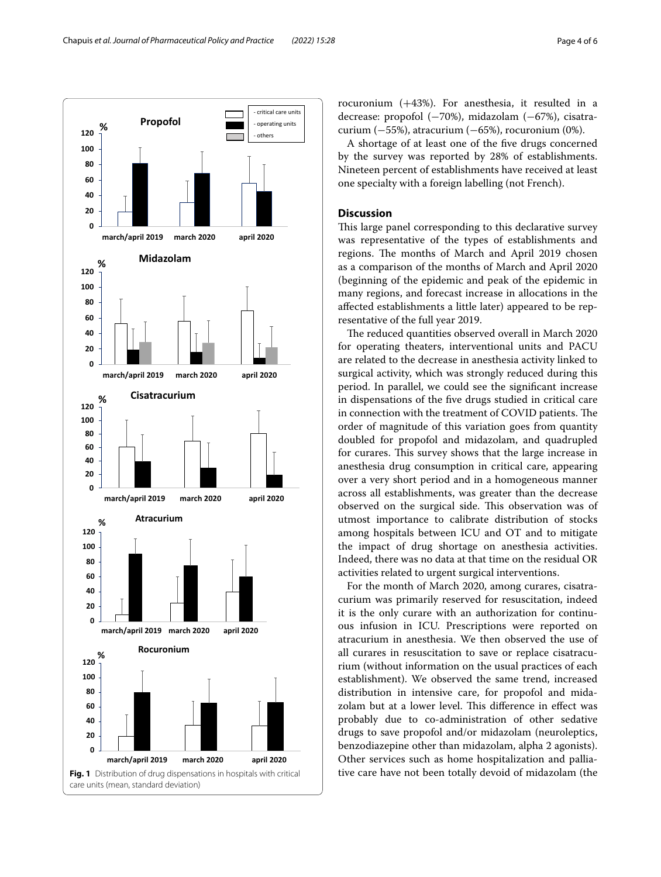rocuronium (+43%). For anesthesia, it resulted in a decrease: propofol (−70%), midazolam (−67%), cisatracurium (−55%), atracurium (−65%), rocuronium (0%).

A shortage of at least one of the five drugs concerned by the survey was reported by 28% of establishments. Nineteen percent of establishments have received at least one specialty with a foreign labelling (not French).

## Discussion

This large panel corresponding to this declarative survey was representative of the types of establishments and regions. The months of March and April 2019 chosen as a comparison of the months of March and April 2020 (beginning of the epidemic and peak of the epidemic in many regions, and forecast increase in allocations in the affected establishments a little later) appeared to be representative of the full year 2019.

The reduced quantities observed overall in March 2020 for operating theaters, interventional units and PACU are related to the decrease in anesthesia activity linked to surgical activity, which was strongly reduced during this period. In parallel, we could see the significant increase in dispensations of the five drugs studied in critical care in connection with the treatment of COVID patients. The order of magnitude of this variation goes from quantity doubled for propofol and midazolam, and quadrupled for curares. This survey shows that the large increase in anesthesia drug consumption in critical care, appearing over a very short period and in a homogeneous manner across all establishments, was greater than the decrease observed on the surgical side. This observation was of utmost importance to calibrate distribution of stocks among hospitals between ICU and OT and to mitigate the impact of drug shortage on anesthesia activities. Indeed, there was no data at that time on the residual OR activities related to urgent surgical interventions.

For the month of March 2020, among curares, cisatracurium was primarily reserved for resuscitation, indeed it is the only curare with an authorization for continuous infusion in ICU. Prescriptions were reported on atracurium in anesthesia. We then observed the use of all curares in resuscitation to save or replace cisatracurium (without information on the usual practices of each establishment). We observed the same trend, increased distribution in intensive care, for propofol and midazolam but at a lower level. This difference in effect was probably due to co-administration of other sedative drugs to save propofol and/or midazolam (neuroleptics, benzodiazepine other than midazolam, alpha 2 agonists). Other services such as home hospitalization and palliative care have not been totally devoid of midazolam (the

**Fig. 1** Distribution of drug dispensations in hospitals with critical care units (mean, standard deviation)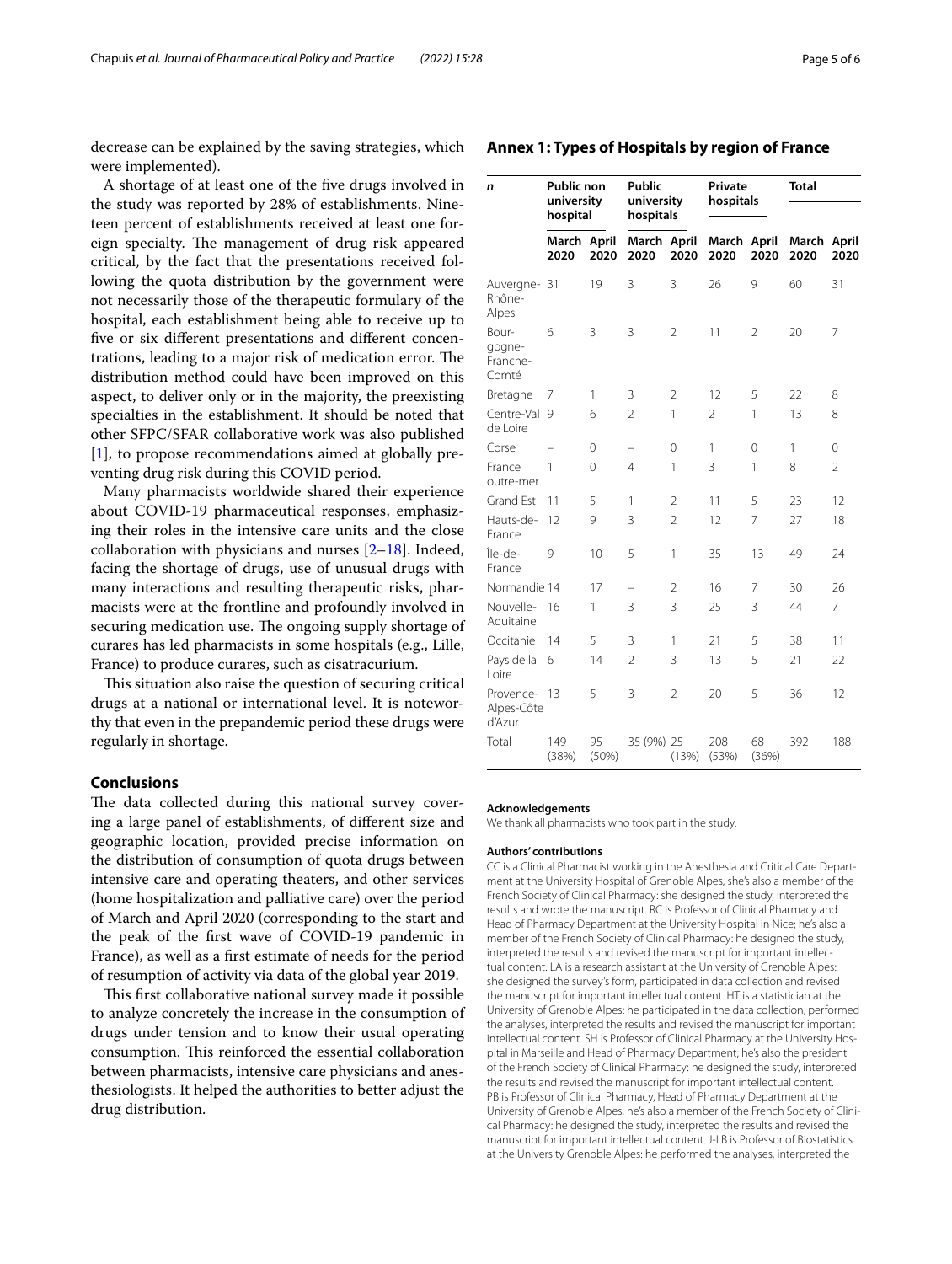decrease can be explained by the saving strategies, which were implemented).

A shortage of at least one of the five drugs involved in the study was reported by 28% of establishments. Nineteen percent of establishments received at least one foreign specialty. The management of drug risk appeared critical, by the fact that the presentations received following the quota distribution by the government were not necessarily those of the therapeutic formulary of the hospital, each establishment being able to receive up to five or six different presentations and different concentrations, leading to a major risk of medication error. The distribution method could have been improved on this aspect, to deliver only or in the majority, the preexisting specialties in the establishment. It should be noted that other SFPC/SFAR collaborative work was also published [1], to propose recommendations aimed at globally preventing drug risk during this COVID period.

Many pharmacists worldwide shared their experience about COVID-19 pharmaceutical responses, emphasizing their roles in the intensive care units and the close collaboration with physicians and nurses [2–18]. Indeed, facing the shortage of drugs, use of unusual drugs with many interactions and resulting therapeutic risks, pharmacists were at the frontline and profoundly involved in securing medication use. The ongoing supply shortage of curares has led pharmacists in some hospitals (e.g., Lille, France) to produce curares, such as cisatracurium.

This situation also raise the question of securing critical drugs at a national or international level. It is noteworthy that even in the prepandemic period these drugs were regularly in shortage.

## Conclusions

The data collected during this national survey covering a large panel of establishments, of different size and geographic location, provided precise information on the distribution of consumption of quota drugs between intensive care and operating theaters, and other services (home hospitalization and palliative care) over the period of March and April 2020 (corresponding to the start and the peak of the first wave of COVID-19 pandemic in France), as well as a first estimate of needs for the period of resumption of activity via data of the global year 2019.

This first collaborative national survey made it possible to analyze concretely the increase in the consumption of drugs under tension and to know their usual operating consumption. This reinforced the essential collaboration between pharmacists, intensive care physicians and anesthesiologists. It helped the authorities to better adjust the drug distribution.

## Annex 1: Types of Hospitals by region of France

| *n* | Public non university hospital | | Public university hospitals | | Private hospitals | | Total | |
|---|---|---|---|---|---|---|---|---|
| | March 2020 | April 2020 | March 2020 | April 2020 | March 2020 | April 2020 | March 2020 | April 2020 |
| Auvergne-Rhône-Alpes | 31 | 19 | 3 | 3 | 26 | 9 | 60 | 31 |
| Bourgogne-Franche-Comté | 6 | 3 | 3 | 2 | 11 | 2 | 20 | 7 |
| Bretagne | 7 | 1 | 3 | 2 | 12 | 5 | 22 | 8 |
| Centre-Val de Loire | 9 | 6 | 2 | 1 | 2 | 1 | 13 | 8 |
| Corse | – | 0 | – | 0 | 1 | 0 | 1 | 0 |
| France outre-mer | 1 | 0 | 4 | 1 | 3 | 1 | 8 | 2 |
| Grand Est | 11 | 5 | 1 | 2 | 11 | 5 | 23 | 12 |
| Hauts-de-France | 12 | 9 | 3 | 2 | 12 | 7 | 27 | 18 |
| Île-de-France | 9 | 10 | 5 | 1 | 35 | 13 | 49 | 24 |
| Normandie | 14 | 17 | – | 2 | 16 | 7 | 30 | 26 |
| Nouvelle-Aquitaine | 16 | 1 | 3 | 3 | 25 | 3 | 44 | 7 |
| Occitanie | 14 | 5 | 3 | 1 | 21 | 5 | 38 | 11 |
| Pays de la Loire | 6 | 14 | 2 | 3 | 13 | 5 | 21 | 22 |
| Provence-Alpes-Côte d'Azur | 13 | 5 | 3 | 2 | 20 | 5 | 36 | 12 |
| Total | 149 (38%) | 95 (50%) | 35 (9%) | 25 (13%) | 208 (53%) | 68 (36%) | 392 | 188 |

### Acknowledgements

We thank all pharmacists who took part in the study.

### Authors' contributions

CC is a Clinical Pharmacist working in the Anesthesia and Critical Care Department at the University Hospital of Grenoble Alpes, she's also a member of the French Society of Clinical Pharmacy: she designed the study, interpreted the results and wrote the manuscript. RC is Professor of Clinical Pharmacy and Head of Pharmacy Department at the University Hospital in Nice; he's also a member of the French Society of Clinical Pharmacy: he designed the study, interpreted the results and revised the manuscript for important intellectual content. LA is a research assistant at the University of Grenoble Alpes: she designed the survey's form, participated in data collection and revised the manuscript for important intellectual content. HT is a statistician at the University of Grenoble Alpes: he participated in the data collection, performed the analyses, interpreted the results and revised the manuscript for important intellectual content. SH is Professor of Clinical Pharmacy at the University Hospital in Marseille and Head of Pharmacy Department; he's also the president of the French Society of Clinical Pharmacy: he designed the study, interpreted the results and revised the manuscript for important intellectual content. PB is Professor of Clinical Pharmacy, Head of Pharmacy Department at the University of Grenoble Alpes, he's also a member of the French Society of Clinical Pharmacy: he designed the study, interpreted the results and revised the manuscript for important intellectual content. J-LB is Professor of Biostatistics at the University Grenoble Alpes: he performed the analyses, interpreted the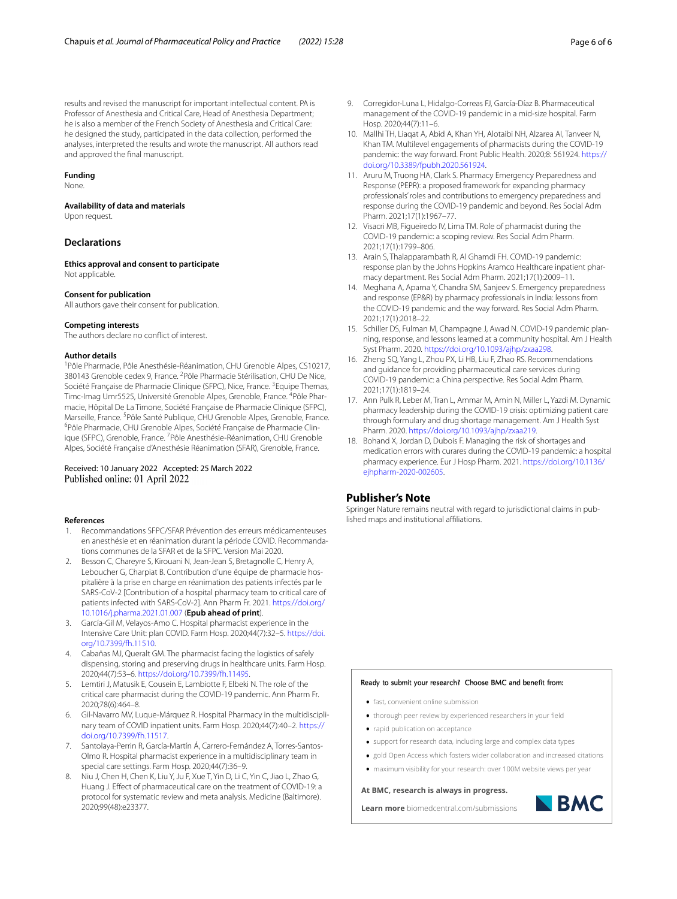results and revised the manuscript for important intellectual content. PA is Professor of Anesthesia and Critical Care, Head of Anesthesia Department; he is also a member of the French Society of Anesthesia and Critical Care: he designed the study, participated in the data collection, performed the analyses, interpreted the results and wrote the manuscript. All authors read and approved the final manuscript.

### Funding

None.

### Availability of data and materials

Upon request.

## Declarations

### Ethics approval and consent to participate

Not applicable.

### Consent for publication

All authors gave their consent for publication.

### Competing interests

The authors declare no conflict of interest.

### Author details

[1]Pôle Pharmacie, Pôle Anesthésie-Réanimation, CHU Grenoble Alpes, CS10217, 380143 Grenoble cedex 9, France. [2]Pôle Pharmacie Stérilisation, CHU De Nice, Société Française de Pharmacie Clinique (SFPC), Nice, France. [3]Equipe Themas, Timc-Imag Umr5525, Université Grenoble Alpes, Grenoble, France. [4]Pôle Pharmacie, Hôpital De La Timone, Société Française de Pharmacie Clinique (SFPC), Marseille, France. [5]Pôle Santé Publique, CHU Grenoble Alpes, Grenoble, France. [6]Pôle Pharmacie, CHU Grenoble Alpes, Société Française de Pharmacie Clinique (SFPC), Grenoble, France. [7]Pôle Anesthésie-Réanimation, CHU Grenoble Alpes, Société Française d'Anesthésie Réanimation (SFAR), Grenoble, France.

Received: 10 January 2022 Accepted: 25 March 2022
Published online: 01 April 2022

### References

1. Recommandations SFPC/SFAR Prévention des erreurs médicamenteuses en anesthésie et en réanimation durant la période COVID. Recommandations communes de la SFAR et de la SFPC. Version Mai 2020.
2. Besson C, Chareyre S, Kirouani N, Jean-Jean S, Bretagnolle C, Henry A, Leboucher G, Charpiat B. Contribution d'une équipe de pharmacie hospitalière à la prise en charge en réanimation des patients infectés par le SARS-CoV-2 [Contribution of a hospital pharmacy team to critical care of patients infected with SARS-CoV-2]. Ann Pharm Fr. 2021. https://doi.org/10.1016/j.pharma.2021.01.007 (**Epub ahead of print**).
3. García-Gil M, Velayos-Amo C. Hospital pharmacist experience in the Intensive Care Unit: plan COVID. Farm Hosp. 2020;44(7):32–5. https://doi.org/10.7399/fh.11510.
4. Cabañas MJ, Queralt GM. The pharmacist facing the logistics of safely dispensing, storing and preserving drugs in healthcare units. Farm Hosp. 2020;44(7):53–6. https://doi.org/10.7399/fh.11495.
5. Lemtiri J, Matusik E, Cousein E, Lambiotte F, Elbeki N. The role of the critical care pharmacist during the COVID-19 pandemic. Ann Pharm Fr. 2020;78(6):464–8.
6. Gil-Navarro MV, Luque-Márquez R. Hospital Pharmacy in the multidisciplinary team of COVID inpatient units. Farm Hosp. 2020;44(7):40–2. https://doi.org/10.7399/fh.11517.
7. Santolaya-Perrin R, García-Martín Á, Carrero-Fernández A, Torres-Santos-Olmo R. Hospital pharmacist experience in a multidisciplinary team in special care settings. Farm Hosp. 2020;44(7):36–9.
8. Niu J, Chen H, Chen K, Liu Y, Ju F, Xue T, Yin D, Li C, Yin C, Jiao L, Zhao G, Huang J. Effect of pharmaceutical care on the treatment of COVID-19: a protocol for systematic review and meta analysis. Medicine (Baltimore). 2020;99(48):e23377.
9. Corregidor-Luna L, Hidalgo-Correas FJ, García-Díaz B. Pharmaceutical management of the COVID-19 pandemic in a mid-size hospital. Farm Hosp. 2020;44(7):11–6.
10. Mallhi TH, Liaqat A, Abid A, Khan YH, Alotaibi NH, Alzarea AI, Tanveer N, Khan TM. Multilevel engagements of pharmacists during the COVID-19 pandemic: the way forward. Front Public Health. 2020;8: 561924. https://doi.org/10.3389/fpubh.2020.561924.
11. Aruru M, Truong HA, Clark S. Pharmacy Emergency Preparedness and Response (PEPR): a proposed framework for expanding pharmacy professionals' roles and contributions to emergency preparedness and response during the COVID-19 pandemic and beyond. Res Social Adm Pharm. 2021;17(1):1967–77.
12. Visacri MB, Figueiredo IV, Lima TM. Role of pharmacist during the COVID-19 pandemic: a scoping review. Res Social Adm Pharm. 2021;17(1):1799–806.
13. Arain S, Thalapparambath R, Al Ghamdi FH. COVID-19 pandemic: response plan by the Johns Hopkins Aramco Healthcare inpatient pharmacy department. Res Social Adm Pharm. 2021;17(1):2009–11.
14. Meghana A, Aparna Y, Chandra SM, Sanjeev S. Emergency preparedness and response (EP&R) by pharmacy professionals in India: lessons from the COVID-19 pandemic and the way forward. Res Social Adm Pharm. 2021;17(1):2018–22.
15. Schiller DS, Fulman M, Champagne J, Awad N. COVID-19 pandemic planning, response, and lessons learned at a community hospital. Am J Health Syst Pharm. 2020. https://doi.org/10.1093/ajhp/zxaa298.
16. Zheng SQ, Yang L, Zhou PX, Li HB, Liu F, Zhao RS. Recommendations and guidance for providing pharmaceutical care services during COVID-19 pandemic: a China perspective. Res Social Adm Pharm. 2021;17(1):1819–24.
17. Ann Pulk R, Leber M, Tran L, Ammar M, Amin N, Miller L, Yazdi M. Dynamic pharmacy leadership during the COVID-19 crisis: optimizing patient care through formulary and drug shortage management. Am J Health Syst Pharm. 2020. https://doi.org/10.1093/ajhp/zxaa219.
18. Bohand X, Jordan D, Dubois F. Managing the risk of shortages and medication errors with curares during the COVID-19 pandemic: a hospital pharmacy experience. Eur J Hosp Pharm. 2021. https://doi.org/10.1136/ejhpharm-2020-002605.

## Publisher's Note

Springer Nature remains neutral with regard to jurisdictional claims in published maps and institutional affiliations.

Ready to submit your research? Choose BMC and benefit from:

- fast, convenient online submission
- thorough peer review by experienced researchers in your field
- rapid publication on acceptance
- support for research data, including large and complex data types
- gold Open Access which fosters wider collaboration and increased citations
- maximum visibility for your research: over 100M website views per year

**At BMC, research is always in progress.**

**Learn more** biomedcentral.com/submissions

BMC